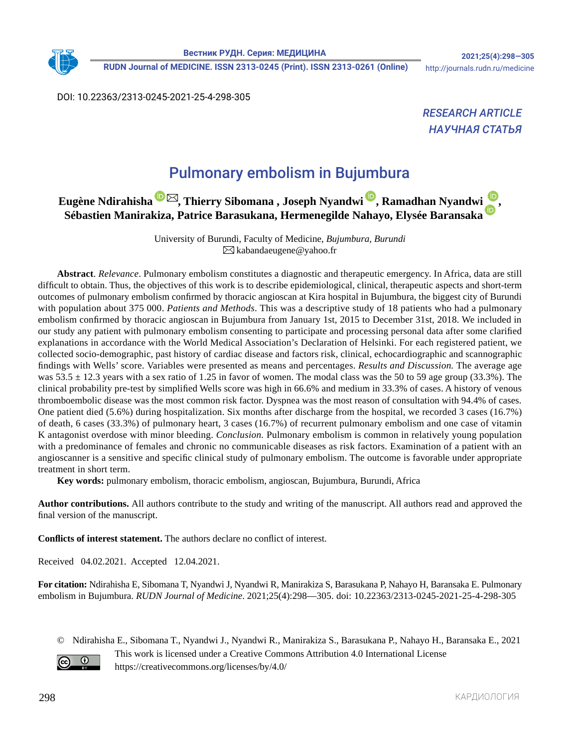DOI: 10.22363/2313-0245-2021-25-4-298-305

*RESEARCH ARTICLE*
*НАУЧНАЯ СТАТЬЯ*

# Pulmonary embolism in Bujumbura

**Eugène Ndirahisha ✉, Thierry Sibomana , Joseph Nyandwi, Ramadhan Nyandwi, Sébastien Manirakiza, Patrice Barasukana, Hermenegilde Nahayo, Elysée Baransaka**

University of Burundi, Faculty of Medicine, *Bujumbura, Burundi*
✉ kabandaeugene@yahoo.fr

**Abstract**. *Relevance*. Pulmonary embolism constitutes a diagnostic and therapeutic emergency. In Africa, data are still difficult to obtain. Thus, the objectives of this work is to describe epidemiological, clinical, therapeutic aspects and short-term outcomes of pulmonary embolism confirmed by thoracic angioscan at Kira hospital in Bujumbura, the biggest city of Burundi with population about 375 000. *Patients and Methods*. This was a descriptive study of 18 patients who had a pulmonary embolism confirmed by thoracic angioscan in Bujumbura from January 1st, 2015 to December 31st, 2018. We included in our study any patient with pulmonary embolism consenting to participate and processing personal data after some clarified explanations in accordance with the World Medical Association's Declaration of Helsinki. For each registered patient, we collected socio-demographic, past history of cardiac disease and factors risk, clinical, echocardiographic and scannographic findings with Wells' score. Variables were presented as means and percentages. *Results and Discussion.* The average age was 53.5 ± 12.3 years with a sex ratio of 1.25 in favor of women. The modal class was the 50 to 59 age group (33.3%). The clinical probability pre-test by simplified Wells score was high in 66.6% and medium in 33.3% of cases. A history of venous thromboembolic disease was the most common risk factor. Dyspnea was the most reason of consultation with 94.4% of cases. One patient died (5.6%) during hospitalization. Six months after discharge from the hospital, we recorded 3 cases (16.7%) of death, 6 cases (33.3%) of pulmonary heart, 3 cases (16.7%) of recurrent pulmonary embolism and one case of vitamin K antagonist overdose with minor bleeding. *Conclusion.* Pulmonary embolism is common in relatively young population with a predominance of females and chronic no communicable diseases as risk factors. Examination of a patient with an angioscanner is a sensitive and specific clinical study of pulmonary embolism. The outcome is favorable under appropriate treatment in short term.

**Key words:** pulmonary embolism, thoracic embolism, angioscan, Bujumbura, Burundi, Africa

**Author contributions.** All authors contribute to the study and writing of the manuscript. All authors read and approved the final version of the manuscript.

**Conflicts of interest statement.** The authors declare no conflict of interest.

Received 04.02.2021. Accepted 12.04.2021.

**For citation:** Ndirahisha E, Sibomana T, Nyandwi J, Nyandwi R, Manirakiza S, Barasukana P, Nahayo H, Baransaka E. Pulmonary embolism in Bujumbura. *RUDN Journal of Medicine*. 2021;25(4):298—305. doi: 10.22363/2313-0245-2021-25-4-298-305

© Ndirahisha E., Sibomana T., Nyandwi J., Nyandwi R., Manirakiza S., Barasukana P., Nahayo H., Baransaka E., 2021
This work is licensed under a Creative Commons Attribution 4.0 International License
https://creativecommons.org/licenses/by/4.0/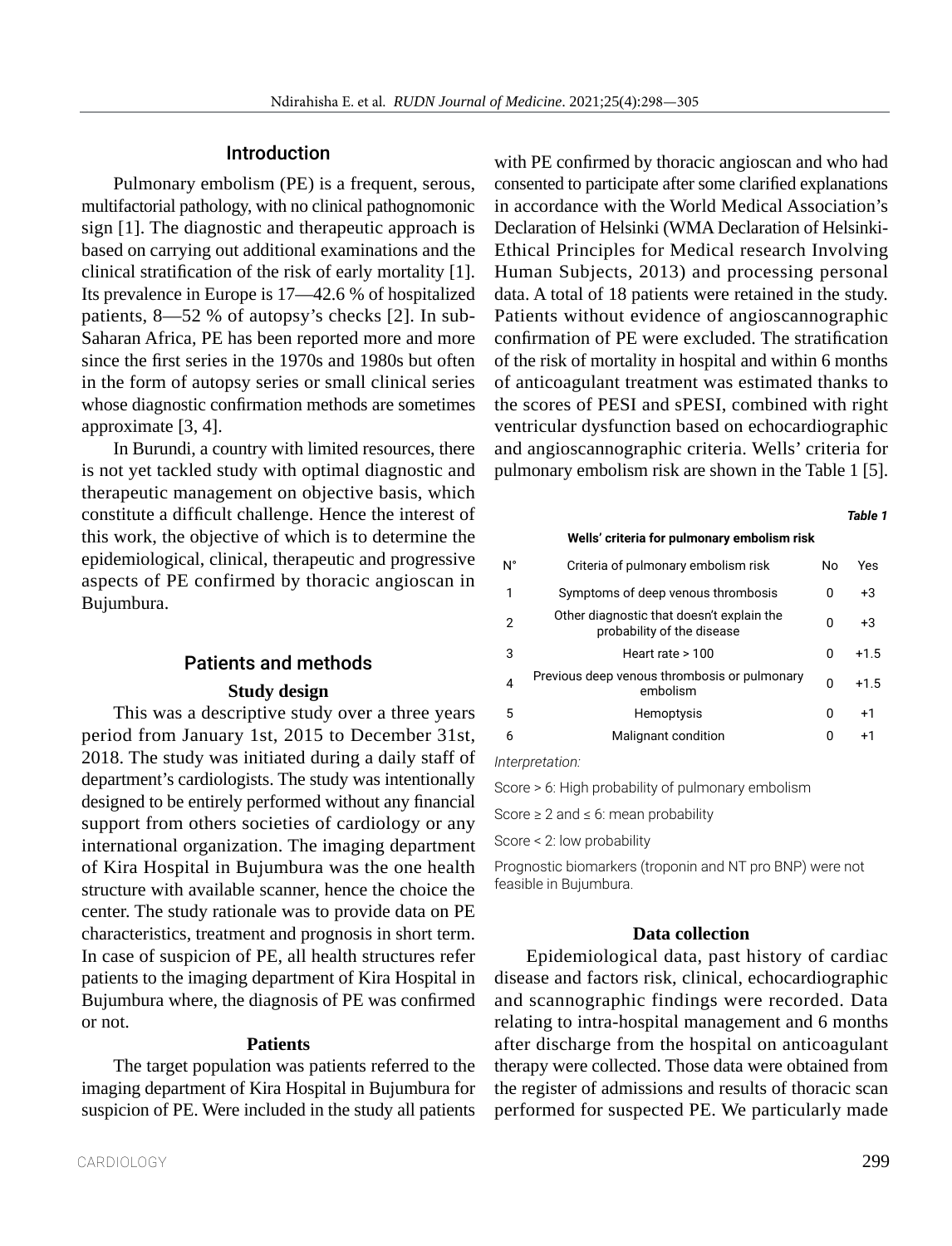## Introduction

Pulmonary embolism (PE) is a frequent, serous, multifactorial pathology, with no clinical pathognomonic sign [1]. The diagnostic and therapeutic approach is based on carrying out additional examinations and the clinical stratification of the risk of early mortality [1]. Its prevalence in Europe is 17—42.6 % of hospitalized patients, 8—52 % of autopsy's checks [2]. In sub-Saharan Africa, PE has been reported more and more since the first series in the 1970s and 1980s but often in the form of autopsy series or small clinical series whose diagnostic confirmation methods are sometimes approximate [3, 4].

In Burundi, a country with limited resources, there is not yet tackled study with optimal diagnostic and therapeutic management on objective basis, which constitute a difficult challenge. Hence the interest of this work, the objective of which is to determine the epidemiological, clinical, therapeutic and progressive aspects of PE confirmed by thoracic angioscan in Bujumbura.

## Patients and methods

### Study design

This was a descriptive study over a three years period from January 1st, 2015 to December 31st, 2018. The study was initiated during a daily staff of department's cardiologists. The study was intentionally designed to be entirely performed without any financial support from others societies of cardiology or any international organization. The imaging department of Kira Hospital in Bujumbura was the one health structure with available scanner, hence the choice the center. The study rationale was to provide data on PE characteristics, treatment and prognosis in short term. In case of suspicion of PE, all health structures refer patients to the imaging department of Kira Hospital in Bujumbura where, the diagnosis of PE was confirmed or not.

### Patients

The target population was patients referred to the imaging department of Kira Hospital in Bujumbura for suspicion of PE. Were included in the study all patients with PE confirmed by thoracic angioscan and who had consented to participate after some clarified explanations in accordance with the World Medical Association's Declaration of Helsinki (WMA Declaration of Helsinki-Ethical Principles for Medical research Involving Human Subjects, 2013) and processing personal data. A total of 18 patients were retained in the study. Patients without evidence of angioscannographic confirmation of PE were excluded. The stratification of the risk of mortality in hospital and within 6 months of anticoagulant treatment was estimated thanks to the scores of PESI and sPESI, combined with right ventricular dysfunction based on echocardiographic and angioscannographic criteria. Wells' criteria for pulmonary embolism risk are shown in the Table 1 [5].

*Table 1*

**Wells' criteria for pulmonary embolism risk**

| N° | Criteria of pulmonary embolism risk | No | Yes |
|---|---|---|---|
| 1 | Symptoms of deep venous thrombosis | 0 | +3 |
| 2 | Other diagnostic that doesn't explain the probability of the disease | 0 | +3 |
| 3 | Heart rate > 100 | 0 | +1.5 |
| 4 | Previous deep venous thrombosis or pulmonary embolism | 0 | +1.5 |
| 5 | Hemoptysis | 0 | +1 |
| 6 | Malignant condition | 0 | +1 |

*Interpretation:*

Score > 6: High probability of pulmonary embolism

Score ≥ 2 and ≤ 6: mean probability

Score < 2: low probability

Prognostic biomarkers (troponin and NT pro BNP) were not feasible in Bujumbura.

### Data collection

Epidemiological data, past history of cardiac disease and factors risk, clinical, echocardiographic and scannographic findings were recorded. Data relating to intra-hospital management and 6 months after discharge from the hospital on anticoagulant therapy were collected. Those data were obtained from the register of admissions and results of thoracic scan performed for suspected PE. We particularly made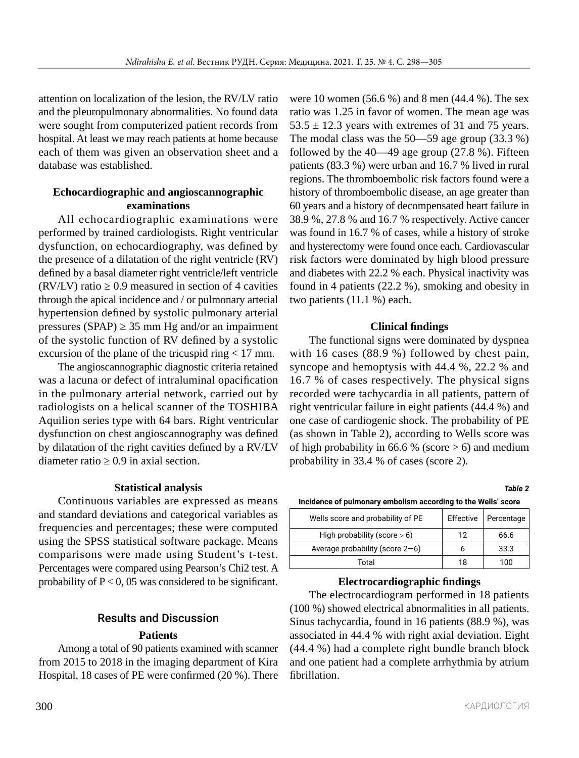attention on localization of the lesion, the RV/LV ratio and the pleuropulmonary abnormalities. No found data were sought from computerized patient records from hospital. At least we may reach patients at home because each of them was given an observation sheet and a database was established.

### Echocardiographic and angioscannographic examinations

All echocardiographic examinations were performed by trained cardiologists. Right ventricular dysfunction, on echocardiography, was defined by the presence of a dilatation of the right ventricle (RV) defined by a basal diameter right ventricle/left ventricle (RV/LV) ratio ≥ 0.9 measured in section of 4 cavities through the apical incidence and / or pulmonary arterial hypertension defined by systolic pulmonary arterial pressures (SPAP) ≥ 35 mm Hg and/or an impairment of the systolic function of RV defined by a systolic excursion of the plane of the tricuspid ring < 17 mm.

The angioscannographic diagnostic criteria retained was a lacuna or defect of intraluminal opacification in the pulmonary arterial network, carried out by radiologists on a helical scanner of the TOSHIBA Aquilion series type with 64 bars. Right ventricular dysfunction on chest angioscannography was defined by dilatation of the right cavities defined by a RV/LV diameter ratio ≥ 0.9 in axial section.

### Statistical analysis

Continuous variables are expressed as means and standard deviations and categorical variables as frequencies and percentages; these were computed using the SPSS statistical software package. Means comparisons were made using Student's t-test. Percentages were compared using Pearson's Chi2 test. A probability of P < 0, 05 was considered to be significant.

## Results and Discussion

### Patients

Among a total of 90 patients examined with scanner from 2015 to 2018 in the imaging department of Kira Hospital, 18 cases of PE were confirmed (20 %). There were 10 women (56.6 %) and 8 men (44.4 %). The sex ratio was 1.25 in favor of women. The mean age was 53.5 ± 12.3 years with extremes of 31 and 75 years. The modal class was the 50—59 age group (33.3 %) followed by the 40—49 age group (27.8 %). Fifteen patients (83.3 %) were urban and 16.7 % lived in rural regions. The thromboembolic risk factors found were a history of thromboembolic disease, an age greater than 60 years and a history of decompensated heart failure in 38.9 %, 27.8 % and 16.7 % respectively. Active cancer was found in 16.7 % of cases, while a history of stroke and hysterectomy were found once each. Cardiovascular risk factors were dominated by high blood pressure and diabetes with 22.2 % each. Physical inactivity was found in 4 patients (22.2 %), smoking and obesity in two patients (11.1 %) each.

### Clinical findings

The functional signs were dominated by dyspnea with 16 cases (88.9 %) followed by chest pain, syncope and hemoptysis with 44.4 %, 22.2 % and 16.7 % of cases respectively. The physical signs recorded were tachycardia in all patients, pattern of right ventricular failure in eight patients (44.4 %) and one case of cardiogenic shock. The probability of PE (as shown in Table 2), according to Wells score was of high probability in 66.6 % (score > 6) and medium probability in 33.4 % of cases (score 2).

*Table 2*

**Incidence of pulmonary embolism according to the Wells' score**

| Wells score and probability of PE | Effective | Percentage |
|---|---|---|
| High probability (score > 6) | 12 | 66.6 |
| Average probability (score 2—6) | 6 | 33.3 |
| Total | 18 | 100 |

### Electrocardiographic findings

The electrocardiogram performed in 18 patients (100 %) showed electrical abnormalities in all patients. Sinus tachycardia, found in 16 patients (88.9 %), was associated in 44.4 % with right axial deviation. Eight (44.4 %) had a complete right bundle branch block and one patient had a complete arrhythmia by atrium fibrillation.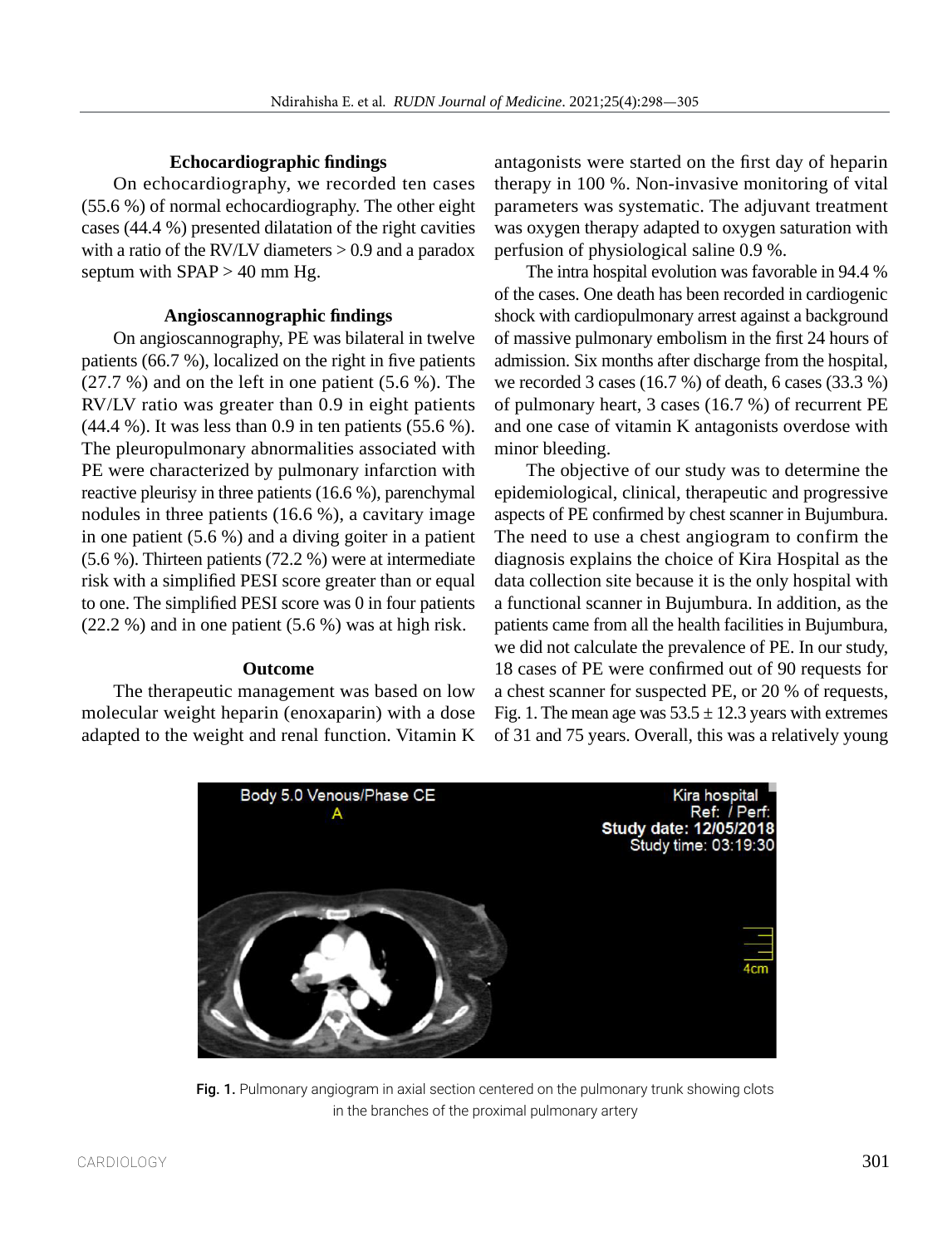### Echocardiographic findings

On echocardiography, we recorded ten cases (55.6 %) of normal echocardiography. The other eight cases (44.4 %) presented dilatation of the right cavities with a ratio of the RV/LV diameters > 0.9 and a paradox septum with SPAP > 40 mm Hg.

### Angioscannographic findings

On angioscannography, PE was bilateral in twelve patients (66.7 %), localized on the right in five patients (27.7 %) and on the left in one patient (5.6 %). The RV/LV ratio was greater than 0.9 in eight patients (44.4 %). It was less than 0.9 in ten patients (55.6 %). The pleuropulmonary abnormalities associated with PE were characterized by pulmonary infarction with reactive pleurisy in three patients (16.6 %), parenchymal nodules in three patients (16.6 %), a cavitary image in one patient (5.6 %) and a diving goiter in a patient (5.6 %). Thirteen patients (72.2 %) were at intermediate risk with a simplified PESI score greater than or equal to one. The simplified PESI score was 0 in four patients (22.2 %) and in one patient (5.6 %) was at high risk.

### Outcome

The therapeutic management was based on low molecular weight heparin (enoxaparin) with a dose adapted to the weight and renal function. Vitamin K antagonists were started on the first day of heparin therapy in 100 %. Non-invasive monitoring of vital parameters was systematic. The adjuvant treatment was oxygen therapy adapted to oxygen saturation with perfusion of physiological saline 0.9 %.

The intra hospital evolution was favorable in 94.4 % of the cases. One death has been recorded in cardiogenic shock with cardiopulmonary arrest against a background of massive pulmonary embolism in the first 24 hours of admission. Six months after discharge from the hospital, we recorded 3 cases (16.7 %) of death, 6 cases (33.3 %) of pulmonary heart, 3 cases (16.7 %) of recurrent PE and one case of vitamin K antagonists overdose with minor bleeding.

The objective of our study was to determine the epidemiological, clinical, therapeutic and progressive aspects of PE confirmed by chest scanner in Bujumbura. The need to use a chest angiogram to confirm the diagnosis explains the choice of Kira Hospital as the data collection site because it is the only hospital with a functional scanner in Bujumbura. In addition, as the patients came from all the health facilities in Bujumbura, we did not calculate the prevalence of PE. In our study, 18 cases of PE were confirmed out of 90 requests for a chest scanner for suspected PE, or 20 % of requests, Fig. 1. The mean age was 53.5 ± 12.3 years with extremes of 31 and 75 years. Overall, this was a relatively young

**Fig. 1.** Pulmonary angiogram in axial section centered on the pulmonary trunk showing clots in the branches of the proximal pulmonary artery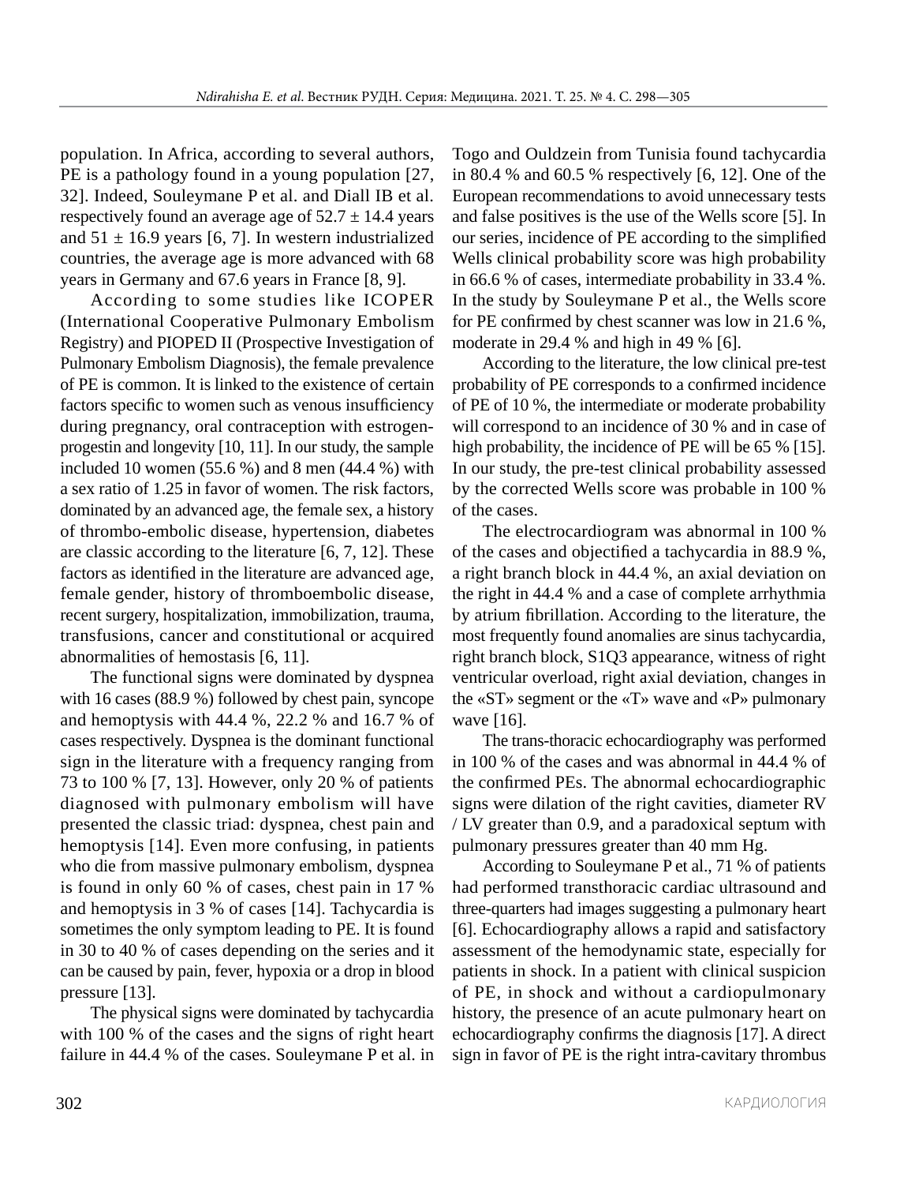population. In Africa, according to several authors, PE is a pathology found in a young population [27, 32]. Indeed, Souleymane P et al. and Diall IB et al. respectively found an average age of $52.7 \pm 14.4$ years and $51 \pm 16.9$ years [6, 7]. In western industrialized countries, the average age is more advanced with 68 years in Germany and 67.6 years in France [8, 9].

According to some studies like ICOPER (International Cooperative Pulmonary Embolism Registry) and PIOPED II (Prospective Investigation of Pulmonary Embolism Diagnosis), the female prevalence of PE is common. It is linked to the existence of certain factors specific to women such as venous insufficiency during pregnancy, oral contraception with estrogen-progestin and longevity [10, 11]. In our study, the sample included 10 women (55.6 %) and 8 men (44.4 %) with a sex ratio of 1.25 in favor of women. The risk factors, dominated by an advanced age, the female sex, a history of thrombo-embolic disease, hypertension, diabetes are classic according to the literature [6, 7, 12]. These factors as identified in the literature are advanced age, female gender, history of thromboembolic disease, recent surgery, hospitalization, immobilization, trauma, transfusions, cancer and constitutional or acquired abnormalities of hemostasis [6, 11].

The functional signs were dominated by dyspnea with 16 cases (88.9 %) followed by chest pain, syncope and hemoptysis with 44.4 %, 22.2 % and 16.7 % of cases respectively. Dyspnea is the dominant functional sign in the literature with a frequency ranging from 73 to 100 % [7, 13]. However, only 20 % of patients diagnosed with pulmonary embolism will have presented the classic triad: dyspnea, chest pain and hemoptysis [14]. Even more confusing, in patients who die from massive pulmonary embolism, dyspnea is found in only 60 % of cases, chest pain in 17 % and hemoptysis in 3 % of cases [14]. Tachycardia is sometimes the only symptom leading to PE. It is found in 30 to 40 % of cases depending on the series and it can be caused by pain, fever, hypoxia or a drop in blood pressure [13].

The physical signs were dominated by tachycardia with 100 % of the cases and the signs of right heart failure in 44.4 % of the cases. Souleymane P et al. in Togo and Ouldzein from Tunisia found tachycardia in 80.4 % and 60.5 % respectively [6, 12]. One of the European recommendations to avoid unnecessary tests and false positives is the use of the Wells score [5]. In our series, incidence of PE according to the simplified Wells clinical probability score was high probability in 66.6 % of cases, intermediate probability in 33.4 %. In the study by Souleymane P et al., the Wells score for PE confirmed by chest scanner was low in 21.6 %, moderate in 29.4 % and high in 49 % [6].

According to the literature, the low clinical pre-test probability of PE corresponds to a confirmed incidence of PE of 10 %, the intermediate or moderate probability will correspond to an incidence of 30 % and in case of high probability, the incidence of PE will be 65 % [15]. In our study, the pre-test clinical probability assessed by the corrected Wells score was probable in 100 % of the cases.

The electrocardiogram was abnormal in 100 % of the cases and objectified a tachycardia in 88.9 %, a right branch block in 44.4 %, an axial deviation on the right in 44.4 % and a case of complete arrhythmia by atrium fibrillation. According to the literature, the most frequently found anomalies are sinus tachycardia, right branch block, S1Q3 appearance, witness of right ventricular overload, right axial deviation, changes in the «ST» segment or the «T» wave and «P» pulmonary wave [16].

The trans-thoracic echocardiography was performed in 100 % of the cases and was abnormal in 44.4 % of the confirmed PEs. The abnormal echocardiographic signs were dilation of the right cavities, diameter RV / LV greater than 0.9, and a paradoxical septum with pulmonary pressures greater than 40 mm Hg.

According to Souleymane P et al., 71 % of patients had performed transthoracic cardiac ultrasound and three-quarters had images suggesting a pulmonary heart [6]. Echocardiography allows a rapid and satisfactory assessment of the hemodynamic state, especially for patients in shock. In a patient with clinical suspicion of PE, in shock and without a cardiopulmonary history, the presence of an acute pulmonary heart on echocardiography confirms the diagnosis [17]. A direct sign in favor of PE is the right intra-cavitary thrombus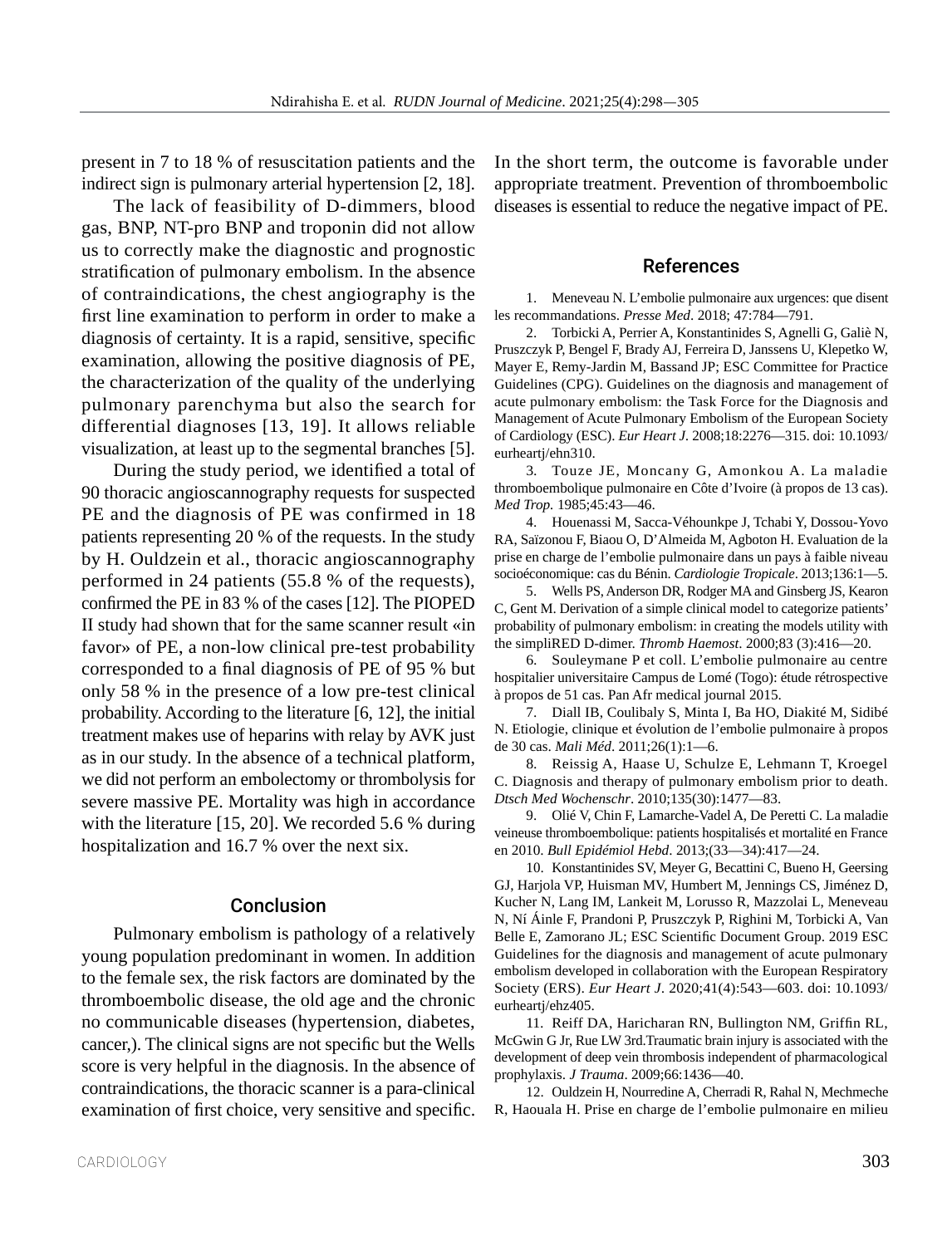present in 7 to 18 % of resuscitation patients and the indirect sign is pulmonary arterial hypertension [2, 18].

The lack of feasibility of D-dimmers, blood gas, BNP, NT-pro BNP and troponin did not allow us to correctly make the diagnostic and prognostic stratification of pulmonary embolism. In the absence of contraindications, the chest angiography is the first line examination to perform in order to make a diagnosis of certainty. It is a rapid, sensitive, specific examination, allowing the positive diagnosis of PE, the characterization of the quality of the underlying pulmonary parenchyma but also the search for differential diagnoses [13, 19]. It allows reliable visualization, at least up to the segmental branches [5].

During the study period, we identified a total of 90 thoracic angioscannography requests for suspected PE and the diagnosis of PE was confirmed in 18 patients representing 20 % of the requests. In the study by H. Ouldzein et al., thoracic angioscannography performed in 24 patients (55.8 % of the requests), confirmed the PE in 83 % of the cases [12]. The PIOPED II study had shown that for the same scanner result «in favor» of PE, a non-low clinical pre-test probability corresponded to a final diagnosis of PE of 95 % but only 58 % in the presence of a low pre-test clinical probability. According to the literature [6, 12], the initial treatment makes use of heparins with relay by AVK just as in our study. In the absence of a technical platform, we did not perform an embolectomy or thrombolysis for severe massive PE. Mortality was high in accordance with the literature [15, 20]. We recorded 5.6 % during hospitalization and 16.7 % over the next six.

## Conclusion

Pulmonary embolism is pathology of a relatively young population predominant in women. In addition to the female sex, the risk factors are dominated by the thromboembolic disease, the old age and the chronic no communicable diseases (hypertension, diabetes, cancer,). The clinical signs are not specific but the Wells score is very helpful in the diagnosis. In the absence of contraindications, the thoracic scanner is a para-clinical examination of first choice, very sensitive and specific. In the short term, the outcome is favorable under appropriate treatment. Prevention of thromboembolic diseases is essential to reduce the negative impact of PE.

## References

1. Meneveau N. L'embolie pulmonaire aux urgences: que disent les recommandations. *Presse Med*. 2018; 47:784—791.
2. Torbicki A, Perrier A, Konstantinides S, Agnelli G, Galiè N, Pruszczyk P, Bengel F, Brady AJ, Ferreira D, Janssens U, Klepetko W, Mayer E, Remy-Jardin M, Bassand JP; ESC Committee for Practice Guidelines (CPG). Guidelines on the diagnosis and management of acute pulmonary embolism: the Task Force for the Diagnosis and Management of Acute Pulmonary Embolism of the European Society of Cardiology (ESC). *Eur Heart J*. 2008;18:2276—315. doi: 10.1093/eurheartj/ehn310.
3. Touze JE, Moncany G, Amonkou A. La maladie thromboembolique pulmonaire en Côte d'Ivoire (à propos de 13 cas). *Med Trop*. 1985;45:43—46.
4. Houenassi M, Sacca-Véhounkpe J, Tchabi Y, Dossou-Yovo RA, Saïzonou F, Biaou O, D'Almeida M, Agboton H. Evaluation de la prise en charge de l'embolie pulmonaire dans un pays à faible niveau socioéconomique: cas du Bénin. *Cardiologie Tropicale*. 2013;136:1—5.
5. Wells PS, Anderson DR, Rodger MA and Ginsberg JS, Kearon C, Gent M. Derivation of a simple clinical model to categorize patients' probability of pulmonary embolism: in creating the models utility with the simpliRED D-dimer. *Thromb Haemost*. 2000;83 (3):416—20.
6. Souleymane P et coll. L'embolie pulmonaire au centre hospitalier universitaire Campus de Lomé (Togo): étude rétrospective à propos de 51 cas. Pan Afr medical journal 2015.
7. Diall IB, Coulibaly S, Minta I, Ba HO, Diakité M, Sidibé N. Etiologie, clinique et évolution de l'embolie pulmonaire à propos de 30 cas. *Mali Méd*. 2011;26(1):1—6.
8. Reissig A, Haase U, Schulze E, Lehmann T, Kroegel C. Diagnosis and therapy of pulmonary embolism prior to death. *Dtsch Med Wochenschr*. 2010;135(30):1477—83.
9. Olié V, Chin F, Lamarche-Vadel A, De Peretti C. La maladie veineuse thromboembolique: patients hospitalisés et mortalité en France en 2010. *Bull Epidémiol Hebd*. 2013;(33—34):417—24.
10. Konstantinides SV, Meyer G, Becattini C, Bueno H, Geersing GJ, Harjola VP, Huisman MV, Humbert M, Jennings CS, Jiménez D, Kucher N, Lang IM, Lankeit M, Lorusso R, Mazzolai L, Meneveau N, Ní Áinle F, Prandoni P, Pruszczyk P, Righini M, Torbicki A, Van Belle E, Zamorano JL; ESC Scientific Document Group. 2019 ESC Guidelines for the diagnosis and management of acute pulmonary embolism developed in collaboration with the European Respiratory Society (ERS). *Eur Heart J*. 2020;41(4):543—603. doi: 10.1093/eurheartj/ehz405.
11. Reiff DA, Haricharan RN, Bullington NM, Griffin RL, McGwin G Jr, Rue LW 3rd.Traumatic brain injury is associated with the development of deep vein thrombosis independent of pharmacological prophylaxis. *J Trauma*. 2009;66:1436—40.
12. Ouldzein H, Nourredine A, Cherradi R, Rahal N, Mechmeche R, Haouala H. Prise en charge de l'embolie pulmonaire en milieu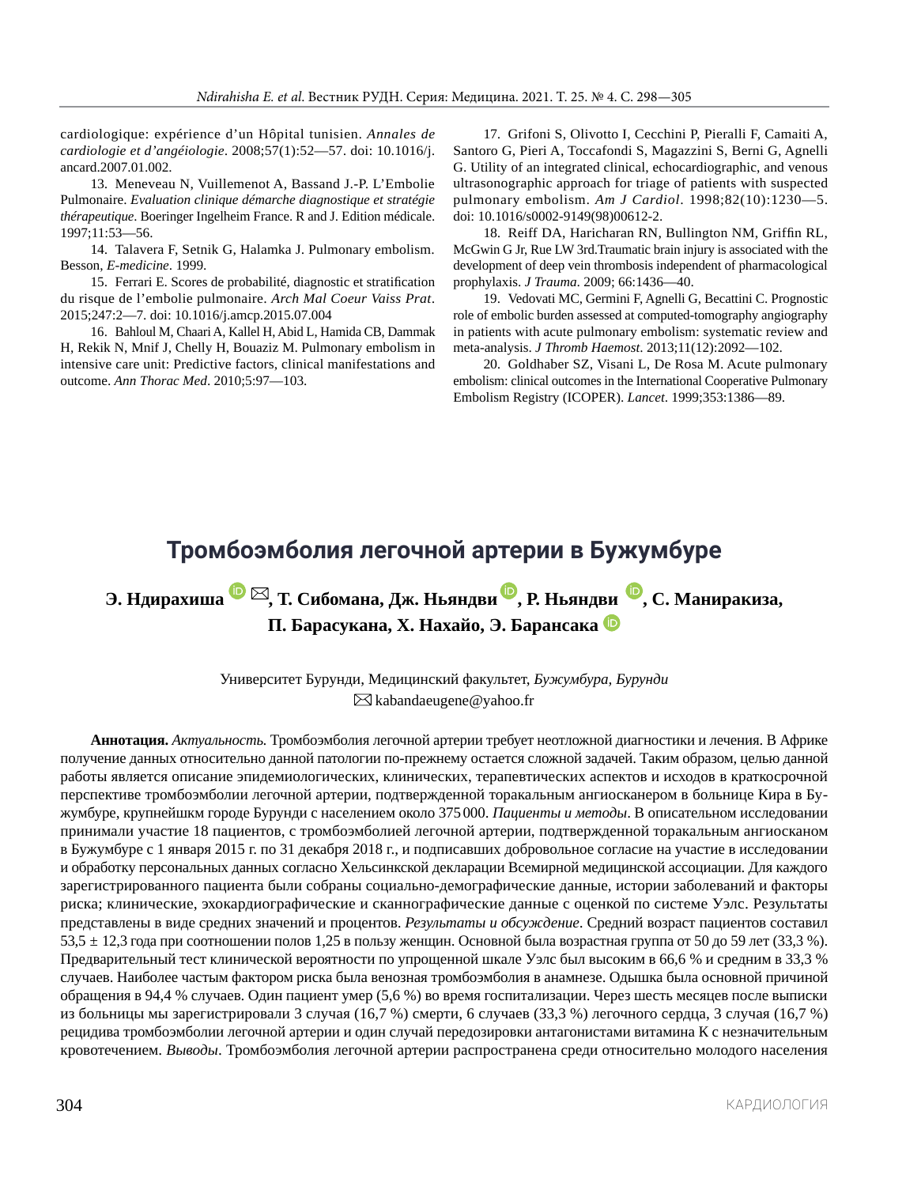cardiologique: expérience d'un Hôpital tunisien. *Annales de cardiologie et d'angéiologie*. 2008;57(1):52—57. doi: 10.1016/j.ancard.2007.01.002.

13. Meneveau N, Vuillemenot A, Bassand J.-P. L'Embolie Pulmonaire. *Evaluation clinique démarche diagnostique et stratégie thérapeutique*. Boeringer Ingelheim France. R and J. Edition médicale. 1997;11:53—56.

14. Talavera F, Setnik G, Halamka J. Pulmonary embolism. Besson, *E-medicine*. 1999.

15. Ferrari E. Scores de probabilité, diagnostic et stratification du risque de l'embolie pulmonaire. *Arch Mal Coeur Vaiss Prat*. 2015;247:2—7. doi: 10.1016/j.amcp.2015.07.004

16. Bahloul M, Chaari A, Kallel H, Abid L, Hamida CB, Dammak H, Rekik N, Mnif J, Chelly H, Bouaziz M. Pulmonary embolism in intensive care unit: Predictive factors, clinical manifestations and outcome. *Ann Thorac Med*. 2010;5:97—103.

17. Grifoni S, Olivotto I, Cecchini P, Pieralli F, Camaiti A, Santoro G, Pieri A, Toccafondi S, Magazzini S, Berni G, Agnelli G. Utility of an integrated clinical, echocardiographic, and venous ultrasonographic approach for triage of patients with suspected pulmonary embolism. *Am J Cardiol*. 1998;82(10):1230—5. doi: 10.1016/s0002-9149(98)00612-2.

18. Reiff DA, Haricharan RN, Bullington NM, Griffin RL, McGwin G Jr, Rue LW 3rd.Traumatic brain injury is associated with the development of deep vein thrombosis independent of pharmacological prophylaxis. *J Trauma*. 2009; 66:1436—40.

19. Vedovati MC, Germini F, Agnelli G, Becattini C. Prognostic role of embolic burden assessed at computed-tomography angiography in patients with acute pulmonary embolism: systematic review and meta-analysis. *J Thromb Haemost*. 2013;11(12):2092—102.

20. Goldhaber SZ, Visani L, De Rosa M. Acute pulmonary embolism: clinical outcomes in the International Cooperative Pulmonary Embolism Registry (ICOPER). *Lancet*. 1999;353:1386—89.

# Тромбоэмболия легочной артерии в Бужумбуре

**Э. Ндирахиша ✉, Т. Сибомана, Дж. Ньяндви, Р. Ньяндви, С. Маниракиза, П. Барасукана, Х. Нахайо, Э. Барансака**

Университет Бурунди, Медицинский факультет, *Бужумбура, Бурунди*
✉ kabandaeugene@yahoo.fr

**Аннотация.** *Актуальность.* Тромбоэмболия легочной артерии требует неотложной диагностики и лечения. В Африке получение данных относительно данной патологии по-прежнему остается сложной задачей. Таким образом, целью данной работы является описание эпидемиологических, клинических, терапевтических аспектов и исходов в краткосрочной перспективе тромбоэмболии легочной артерии, подтвержденной торакальным ангиосканером в больнице Кира в Бужумбуре, крупнейшкм городе Бурунди с населением около 375 000. *Пациенты и методы.* В описательном исследовании принимали участие 18 пациентов, с тромбоэмболией легочной артерии, подтвержденной торакальным ангиосканом в Бужумбуре с 1 января 2015 г. по 31 декабря 2018 г., и подписавших добровольное согласие на участие в исследовании и обработку персональных данных согласно Хельсинкской декларации Всемирной медицинской ассоциации. Для каждого зарегистрированного пациента были собраны социально-демографические данные, истории заболеваний и факторы риска; клинические, эхокардиографические и сканнографические данные с оценкой по системе Уэлс. Результаты представлены в виде средних значений и процентов. *Результаты и обсуждение.* Средний возраст пациентов составил 53,5 ± 12,3 года при соотношении полов 1,25 в пользу женщин. Основной была возрастная группа от 50 до 59 лет (33,3 %). Предварительный тест клинической вероятности по упрощенной шкале Уэлс был высоким в 66,6 % и средним в 33,3 % случаев. Наиболее частым фактором риска была венозная тромбоэмболия в анамнезе. Одышка была основной причиной обращения в 94,4 % случаев. Один пациент умер (5,6 %) во время госпитализации. Через шесть месяцев после выписки из больницы мы зарегистрировали 3 случая (16,7 %) смерти, 6 случаев (33,3 %) легочного сердца, 3 случая (16,7 %) рецидива тромбоэмболии легочной артерии и один случай передозировки антагонистами витамина К с незначительным кровотечением. *Выводы.* Тромбоэмболия легочной артерии распространена среди относительно молодого населения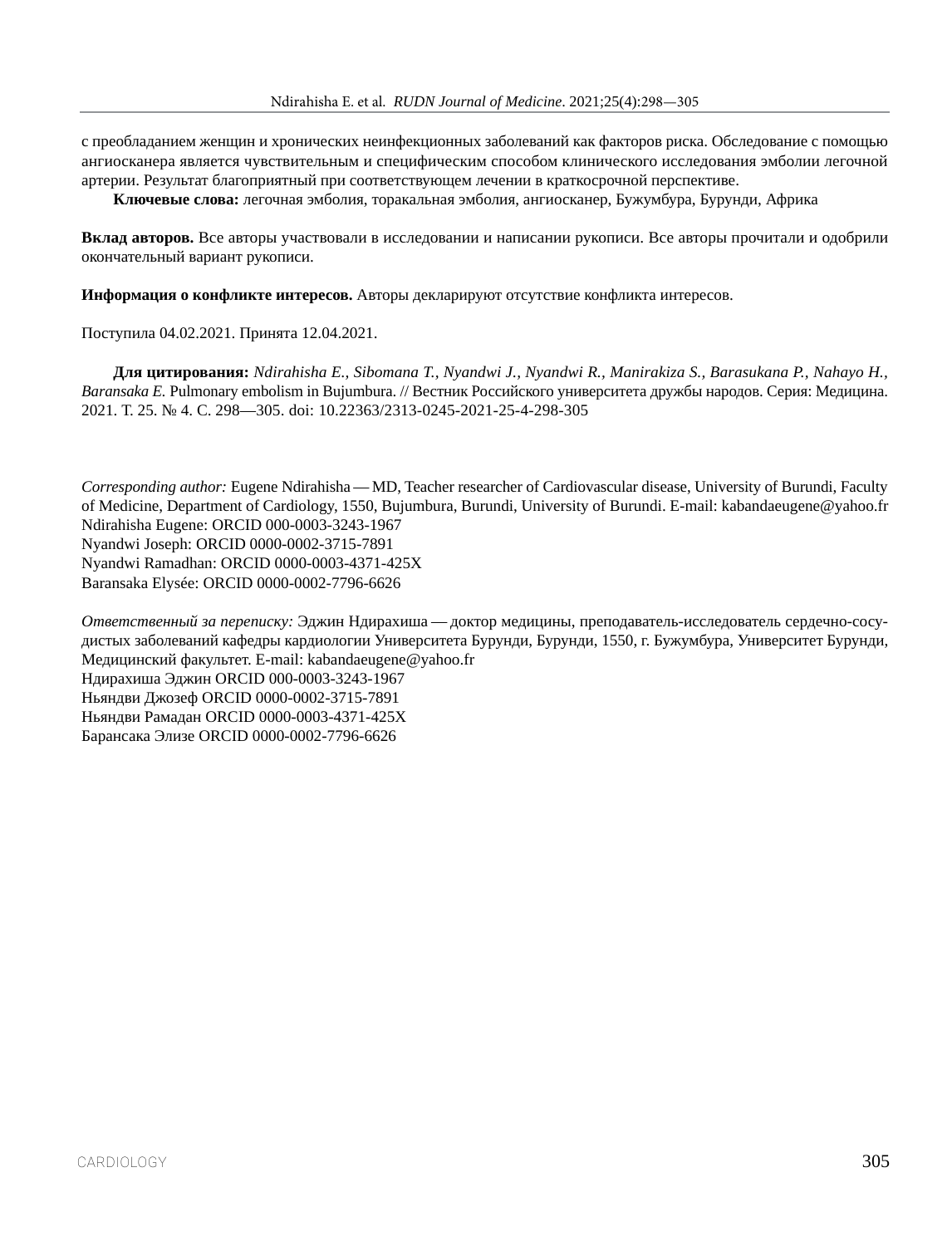с преобладанием женщин и хронических неинфекционных заболеваний как факторов риска. Обследование с помощью ангиосканера является чувствительным и специфическим способом клинического исследования эмболии легочной артерии. Результат благоприятный при соответствующем лечении в краткосрочной перспективе.

**Ключевые слова:** легочная эмболия, торакальная эмболия, ангиосканер, Бужумбура, Бурунди, Африка

**Вклад авторов.** Все авторы участвовали в исследовании и написании рукописи. Все авторы прочитали и одобрили окончательный вариант рукописи.

**Информация о конфликте интересов.** Авторы декларируют отсутствие конфликта интересов.

Поступила 04.02.2021. Принята 12.04.2021.

**Для цитирования:** *Ndirahisha E., Sibomana T., Nyandwi J., Nyandwi R., Manirakiza S., Barasukana P., Nahayo H., Baransaka E.* Pulmonary embolism in Bujumbura. // Вестник Российского университета дружбы народов. Серия: Медицина. 2021. Т. 25. № 4. С. 298—305. doi: 10.22363/2313-0245-2021-25-4-298-305

*Corresponding author:* Eugene Ndirahisha — MD, Teacher researcher of Cardiovascular disease, University of Burundi, Faculty of Medicine, Department of Cardiology, 1550, Bujumbura, Burundi, University of Burundi. E-mail: kabandaeugene@yahoo.fr
Ndirahisha Eugene: ORCID 000-0003-3243-1967
Nyandwi Joseph: ORCID 0000-0002-3715-7891
Nyandwi Ramadhan: ORCID 0000-0003-4371-425X
Baransaka Elysée: ORCID 0000-0002-7796-6626

*Ответственный за переписку:* Эджин Ндирахиша — доктор медицины, преподаватель-исследователь сердечно-сосудистых заболеваний кафедры кардиологии Университета Бурунди, Бурунди, 1550, г. Бужумбура, Университет Бурунди, Медицинский факультет. E-mail: kabandaeugene@yahoo.fr
Ндирахиша Эджин ORCID 000-0003-3243-1967
Ньяндви Джозеф ORCID 0000-0002-3715-7891
Ньяндви Рамадан ORCID 0000-0003-4371-425X
Барансака Элизе ORCID 0000-0002-7796-6626